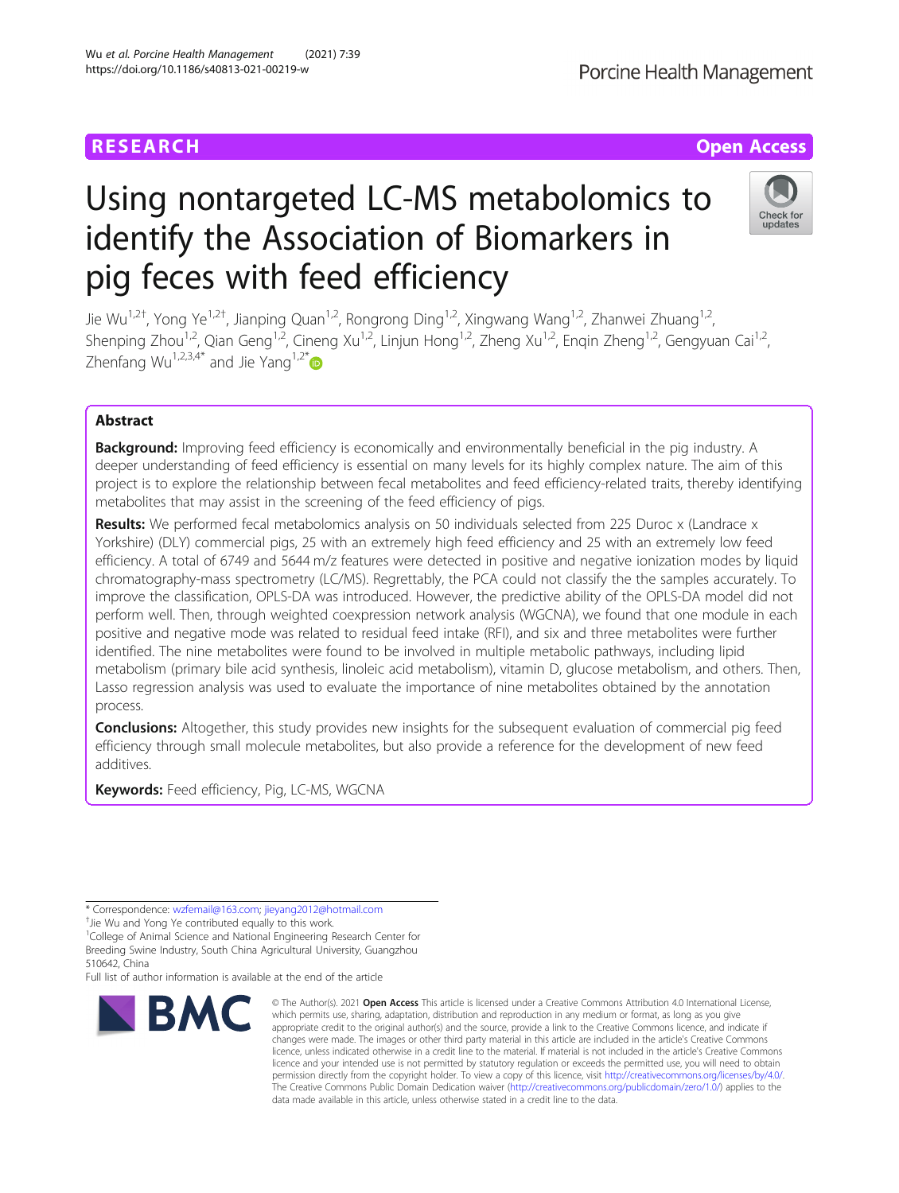RESEARCH **Open Access**

# Using nontargeted LC-MS metabolomics to identify the Association of Biomarkers in pig feces with feed efficiency

Jie Wu[1,2†], Yong Ye[1,2†], Jianping Quan[1,2], Rongrong Ding[1,2], Xingwang Wang[1,2], Zhanwei Zhuang[1,2], Shenping Zhou[1,2], Qian Geng[1,2], Cineng Xu[1,2], Linjun Hong[1,2], Zheng Xu[1,2], Enqin Zheng[1,2], Gengyuan Cai[1,2], Zhenfang Wu[1,2,3,4*] and Jie Yang[1,2*]

## Abstract

**Background:** Improving feed efficiency is economically and environmentally beneficial in the pig industry. A deeper understanding of feed efficiency is essential on many levels for its highly complex nature. The aim of this project is to explore the relationship between fecal metabolites and feed efficiency-related traits, thereby identifying metabolites that may assist in the screening of the feed efficiency of pigs.

**Results:** We performed fecal metabolomics analysis on 50 individuals selected from 225 Duroc x (Landrace x Yorkshire) (DLY) commercial pigs, 25 with an extremely high feed efficiency and 25 with an extremely low feed efficiency. A total of 6749 and 5644 m/z features were detected in positive and negative ionization modes by liquid chromatography-mass spectrometry (LC/MS). Regrettably, the PCA could not classify the the samples accurately. To improve the classification, OPLS-DA was introduced. However, the predictive ability of the OPLS-DA model did not perform well. Then, through weighted coexpression network analysis (WGCNA), we found that one module in each positive and negative mode was related to residual feed intake (RFI), and six and three metabolites were further identified. The nine metabolites were found to be involved in multiple metabolic pathways, including lipid metabolism (primary bile acid synthesis, linoleic acid metabolism), vitamin D, glucose metabolism, and others. Then, Lasso regression analysis was used to evaluate the importance of nine metabolites obtained by the annotation process.

**Conclusions:** Altogether, this study provides new insights for the subsequent evaluation of commercial pig feed efficiency through small molecule metabolites, but also provide a reference for the development of new feed additives.

**Keywords:** Feed efficiency, Pig, LC-MS, WGCNA

---

\* Correspondence: wzfemail@163.com; jieyang2012@hotmail.com

†Jie Wu and Yong Ye contributed equally to this work.

[1]College of Animal Science and National Engineering Research Center for Breeding Swine Industry, South China Agricultural University, Guangzhou 510642, China

Full list of author information is available at the end of the article

© The Author(s). 2021 **Open Access** This article is licensed under a Creative Commons Attribution 4.0 International License, which permits use, sharing, adaptation, distribution and reproduction in any medium or format, as long as you give appropriate credit to the original author(s) and the source, provide a link to the Creative Commons licence, and indicate if changes were made. The images or other third party material in this article are included in the article's Creative Commons licence, unless indicated otherwise in a credit line to the material. If material is not included in the article's Creative Commons licence and your intended use is not permitted by statutory regulation or exceeds the permitted use, you will need to obtain permission directly from the copyright holder. To view a copy of this licence, visit http://creativecommons.org/licenses/by/4.0/. The Creative Commons Public Domain Dedication waiver (http://creativecommons.org/publicdomain/zero/1.0/) applies to the data made available in this article, unless otherwise stated in a credit line to the data.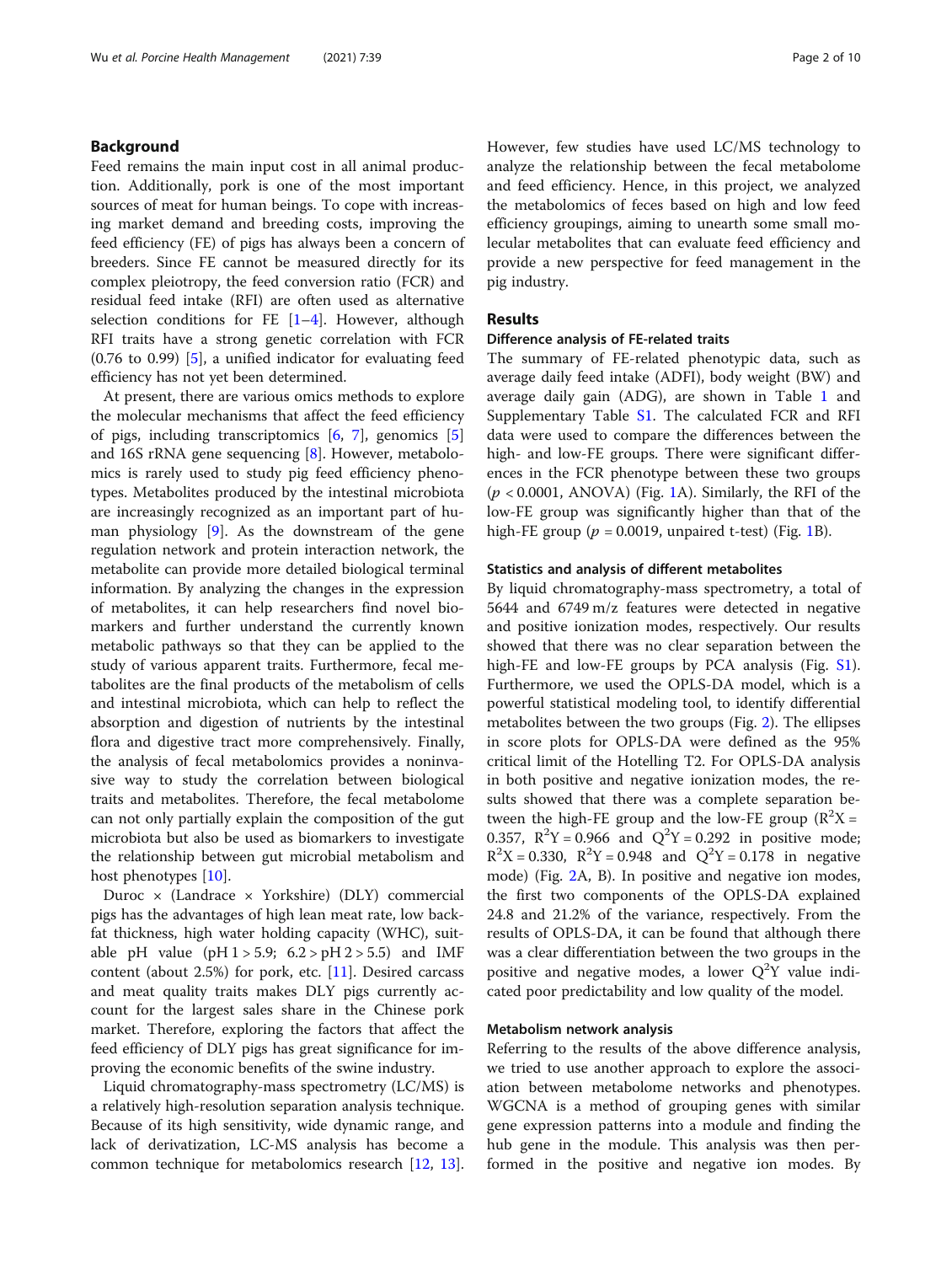## Background

Feed remains the main input cost in all animal production. Additionally, pork is one of the most important sources of meat for human beings. To cope with increasing market demand and breeding costs, improving the feed efficiency (FE) of pigs has always been a concern of breeders. Since FE cannot be measured directly for its complex pleiotropy, the feed conversion ratio (FCR) and residual feed intake (RFI) are often used as alternative selection conditions for FE [1–4]. However, although RFI traits have a strong genetic correlation with FCR (0.76 to 0.99) [5], a unified indicator for evaluating feed efficiency has not yet been determined.

At present, there are various omics methods to explore the molecular mechanisms that affect the feed efficiency of pigs, including transcriptomics [6, 7], genomics [5] and 16S rRNA gene sequencing [8]. However, metabolomics is rarely used to study pig feed efficiency phenotypes. Metabolites produced by the intestinal microbiota are increasingly recognized as an important part of human physiology [9]. As the downstream of the gene regulation network and protein interaction network, the metabolite can provide more detailed biological terminal information. By analyzing the changes in the expression of metabolites, it can help researchers find novel biomarkers and further understand the currently known metabolic pathways so that they can be applied to the study of various apparent traits. Furthermore, fecal metabolites are the final products of the metabolism of cells and intestinal microbiota, which can help to reflect the absorption and digestion of nutrients by the intestinal flora and digestive tract more comprehensively. Finally, the analysis of fecal metabolomics provides a noninvasive way to study the correlation between biological traits and metabolites. Therefore, the fecal metabolome can not only partially explain the composition of the gut microbiota but also be used as biomarkers to investigate the relationship between gut microbial metabolism and host phenotypes [10].

Duroc × (Landrace × Yorkshire) (DLY) commercial pigs has the advantages of high lean meat rate, low backfat thickness, high water holding capacity (WHC), suitable pH value (pH 1 > 5.9; 6.2 > pH 2 > 5.5) and IMF content (about 2.5%) for pork, etc. [11]. Desired carcass and meat quality traits makes DLY pigs currently account for the largest sales share in the Chinese pork market. Therefore, exploring the factors that affect the feed efficiency of DLY pigs has great significance for improving the economic benefits of the swine industry.

Liquid chromatography-mass spectrometry (LC/MS) is a relatively high-resolution separation analysis technique. Because of its high sensitivity, wide dynamic range, and lack of derivatization, LC-MS analysis has become a common technique for metabolomics research [12, 13]. However, few studies have used LC/MS technology to analyze the relationship between the fecal metabolome and feed efficiency. Hence, in this project, we analyzed the metabolomics of feces based on high and low feed efficiency groupings, aiming to unearth some small molecular metabolites that can evaluate feed efficiency and provide a new perspective for feed management in the pig industry.

## Results

### Difference analysis of FE-related traits

The summary of FE-related phenotypic data, such as average daily feed intake (ADFI), body weight (BW) and average daily gain (ADG), are shown in Table 1 and Supplementary Table S1. The calculated FCR and RFI data were used to compare the differences between the high- and low-FE groups. There were significant differences in the FCR phenotype between these two groups ($p < 0.0001$, ANOVA) (Fig. 1A). Similarly, the RFI of the low-FE group was significantly higher than that of the high-FE group ($p = 0.0019$, unpaired t-test) (Fig. 1B).

### Statistics and analysis of different metabolites

By liquid chromatography-mass spectrometry, a total of 5644 and 6749 m/z features were detected in negative and positive ionization modes, respectively. Our results showed that there was no clear separation between the high-FE and low-FE groups by PCA analysis (Fig. S1). Furthermore, we used the OPLS-DA model, which is a powerful statistical modeling tool, to identify differential metabolites between the two groups (Fig. 2). The ellipses in score plots for OPLS-DA were defined as the 95% critical limit of the Hotelling T2. For OPLS-DA analysis in both positive and negative ionization modes, the results showed that there was a complete separation between the high-FE group and the low-FE group ($R^2X = 0.357$, $R^2Y = 0.966$ and $Q^2Y = 0.292$ in positive mode; $R^2X = 0.330$, $R^2Y = 0.948$ and $Q^2Y = 0.178$ in negative mode) (Fig. 2A, B). In positive and negative ion modes, the first two components of the OPLS-DA explained 24.8 and 21.2% of the variance, respectively. From the results of OPLS-DA, it can be found that although there was a clear differentiation between the two groups in the positive and negative modes, a lower $Q^2Y$ value indicated poor predictability and low quality of the model.

### Metabolism network analysis

Referring to the results of the above difference analysis, we tried to use another approach to explore the association between metabolome networks and phenotypes. WGCNA is a method of grouping genes with similar gene expression patterns into a module and finding the hub gene in the module. This analysis was then performed in the positive and negative ion modes. By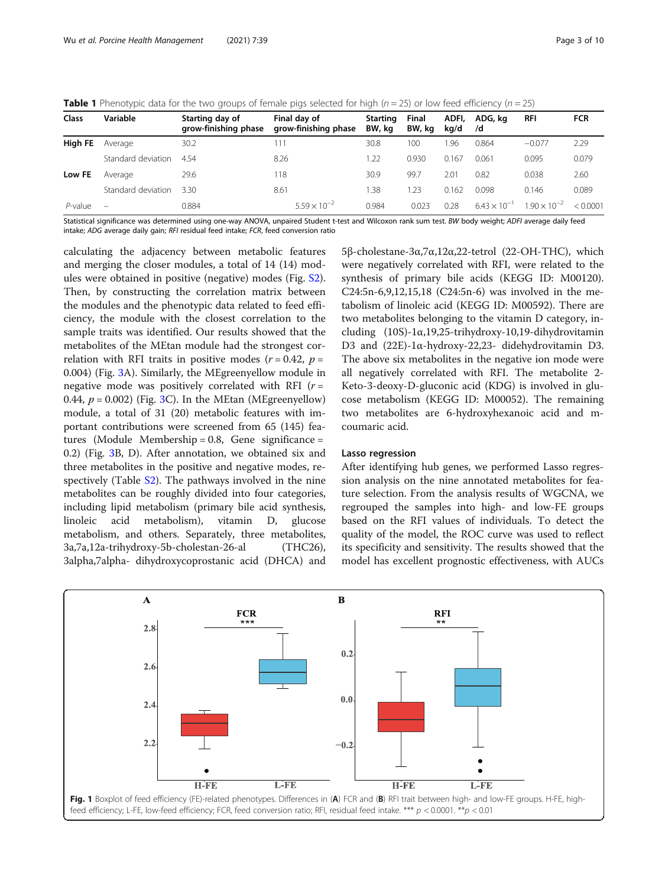**Table 1** Phenotypic data for the two groups of female pigs selected for high ($n = 25$) or low feed efficiency ($n = 25$)

| Class | Variable | Starting day of grow-finishing phase | Final day of grow-finishing phase | Starting BW, kg | Final BW, kg | ADFI, kg/d | ADG, kg /d | RFI | FCR |
|---|---|---|---|---|---|---|---|---|---|
| **High FE** | Average | 30.2 | 111 | 30.8 | 100 | 1.96 | 0.864 | −0.077 | 2.29 |
| | Standard deviation | 4.54 | 8.26 | 1.22 | 0.930 | 0.167 | 0.061 | 0.095 | 0.079 |
| **Low FE** | Average | 29.6 | 118 | 30.9 | 99.7 | 2.01 | 0.82 | 0.038 | 2.60 |
| | Standard deviation | 3.30 | 8.61 | 1.38 | 1.23 | 0.162 | 0.098 | 0.146 | 0.089 |
| *P*-value | – | 0.884 | $5.59 \times 10^{-2}$ | 0.984 | 0.023 | 0.28 | $6.43 \times 10^{-1}$ | $1.90 \times 10^{-2}$ | < 0.0001 |

Statistical significance was determined using one-way ANOVA, unpaired Student t-test and Wilcoxon rank sum test. *BW* body weight; *ADFI* average daily feed intake; *ADG* average daily gain; *RFI* residual feed intake; *FCR*, feed conversion ratio

calculating the adjacency between metabolic features and merging the closer modules, a total of 14 (14) modules were obtained in positive (negative) modes (Fig. S2). Then, by constructing the correlation matrix between the modules and the phenotypic data related to feed efficiency, the module with the closest correlation to the sample traits was identified. Our results showed that the metabolites of the MEtan module had the strongest correlation with RFI traits in positive modes ($r = 0.42$, $p = 0.004$) (Fig. 3A). Similarly, the MEgreenyellow module in negative mode was positively correlated with RFI ($r = 0.44$, $p = 0.002$) (Fig. 3C). In the MEtan (MEgreenyellow) module, a total of 31 (20) metabolic features with important contributions were screened from 65 (145) features (Module Membership = 0.8, Gene significance = 0.2) (Fig. 3B, D). After annotation, we obtained six and three metabolites in the positive and negative modes, respectively (Table S2). The pathways involved in the nine metabolites can be roughly divided into four categories, including lipid metabolism (primary bile acid synthesis, linoleic acid metabolism), vitamin D, glucose metabolism, and others. Separately, three metabolites, 3a,7a,12a-trihydroxy-5b-cholestan-26-al (THC26), 3alpha,7alpha- dihydroxycoprostanic acid (DHCA) and 5β-cholestane-3α,7α,12α,22-tetrol (22-OH-THC), which were negatively correlated with RFI, were related to the synthesis of primary bile acids (KEGG ID: M00120). C24:5n-6,9,12,15,18 (C24:5n-6) was involved in the metabolism of linoleic acid (KEGG ID: M00592). There are two metabolites belonging to the vitamin D category, including (10S)-1α,19,25-trihydroxy-10,19-dihydrovitamin D3 and (22E)-1α-hydroxy-22,23- didehydrovitamin D3. The above six metabolites in the negative ion mode were all negatively correlated with RFI. The metabolite 2-Keto-3-deoxy-D-gluconic acid (KDG) is involved in glucose metabolism (KEGG ID: M00052). The remaining two metabolites are 6-hydroxyhexanoic acid and m-coumaric acid.

### Lasso regression

After identifying hub genes, we performed Lasso regression analysis on the nine annotated metabolites for feature selection. From the analysis results of WGCNA, we regrouped the samples into high- and low-FE groups based on the RFI values of individuals. To detect the quality of the model, the ROC curve was used to reflect its specificity and sensitivity. The results showed that the model has excellent prognostic effectiveness, with AUCs

**Fig. 1** Boxplot of feed efficiency (FE)-related phenotypes. Differences in (**A**) FCR and (**B**) RFI trait between high- and low-FE groups. H-FE, high-feed efficiency; L-FE, low-feed efficiency; FCR, feed conversion ratio; RFI, residual feed intake. *** $p < 0.0001$. **$p < 0.01$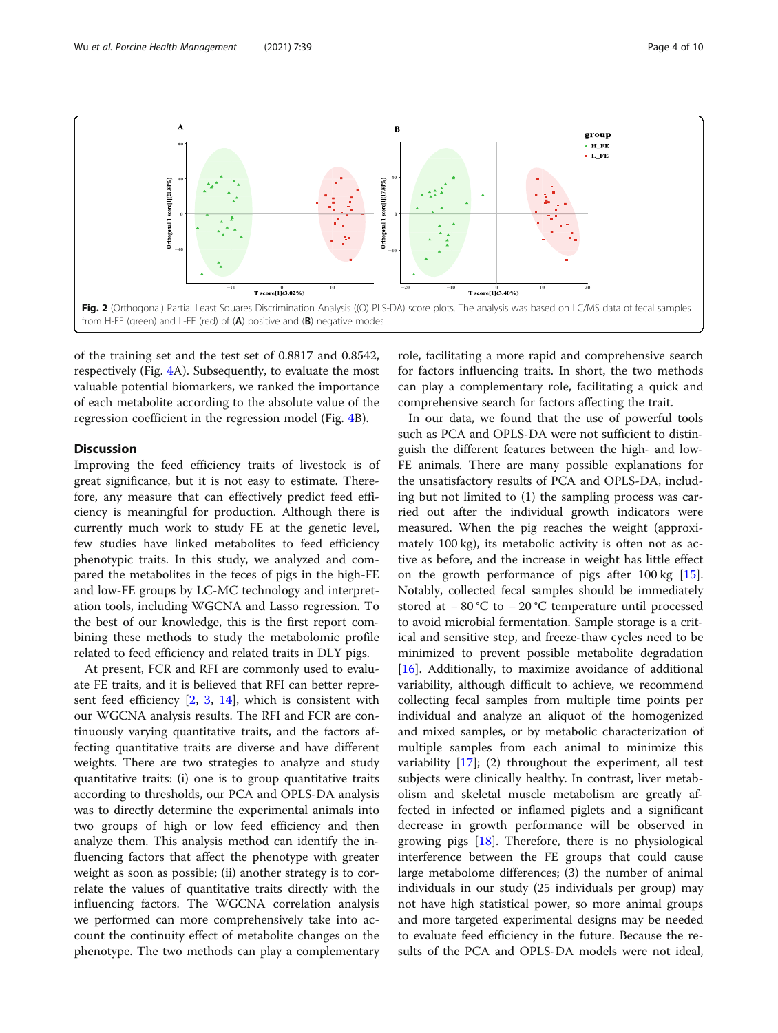Fig. 2 (Orthogonal) Partial Least Squares Discrimination Analysis ((O) PLS-DA) score plots. The analysis was based on LC/MS data of fecal samples from H-FE (green) and L-FE (red) of (**A**) positive and (**B**) negative modes

of the training set and the test set of 0.8817 and 0.8542, respectively (Fig. 4A). Subsequently, to evaluate the most valuable potential biomarkers, we ranked the importance of each metabolite according to the absolute value of the regression coefficient in the regression model (Fig. 4B).

## Discussion

Improving the feed efficiency traits of livestock is of great significance, but it is not easy to estimate. Therefore, any measure that can effectively predict feed efficiency is meaningful for production. Although there is currently much work to study FE at the genetic level, few studies have linked metabolites to feed efficiency phenotypic traits. In this study, we analyzed and compared the metabolites in the feces of pigs in the high-FE and low-FE groups by LC-MC technology and interpretation tools, including WGCNA and Lasso regression. To the best of our knowledge, this is the first report combining these methods to study the metabolomic profile related to feed efficiency and related traits in DLY pigs.

At present, FCR and RFI are commonly used to evaluate FE traits, and it is believed that RFI can better represent feed efficiency [2, 3, 14], which is consistent with our WGCNA analysis results. The RFI and FCR are continuously varying quantitative traits, and the factors affecting quantitative traits are diverse and have different weights. There are two strategies to analyze and study quantitative traits: (i) one is to group quantitative traits according to thresholds, our PCA and OPLS-DA analysis was to directly determine the experimental animals into two groups of high or low feed efficiency and then analyze them. This analysis method can identify the influencing factors that affect the phenotype with greater weight as soon as possible; (ii) another strategy is to correlate the values of quantitative traits directly with the influencing factors. The WGCNA correlation analysis we performed can more comprehensively take into account the continuity effect of metabolite changes on the phenotype. The two methods can play a complementary role, facilitating a more rapid and comprehensive search for factors influencing traits. In short, the two methods can play a complementary role, facilitating a quick and comprehensive search for factors affecting the trait.

In our data, we found that the use of powerful tools such as PCA and OPLS-DA were not sufficient to distinguish the different features between the high- and low-FE animals. There are many possible explanations for the unsatisfactory results of PCA and OPLS-DA, including but not limited to (1) the sampling process was carried out after the individual growth indicators were measured. When the pig reaches the weight (approximately 100 kg), its metabolic activity is often not as active as before, and the increase in weight has little effect on the growth performance of pigs after 100 kg [15]. Notably, collected fecal samples should be immediately stored at − 80 °C to − 20 °C temperature until processed to avoid microbial fermentation. Sample storage is a critical and sensitive step, and freeze-thaw cycles need to be minimized to prevent possible metabolite degradation [16]. Additionally, to maximize avoidance of additional variability, although difficult to achieve, we recommend collecting fecal samples from multiple time points per individual and analyze an aliquot of the homogenized and mixed samples, or by metabolic characterization of multiple samples from each animal to minimize this variability [17]; (2) throughout the experiment, all test subjects were clinically healthy. In contrast, liver metabolism and skeletal muscle metabolism are greatly affected in infected or inflamed piglets and a significant decrease in growth performance will be observed in growing pigs [18]. Therefore, there is no physiological interference between the FE groups that could cause large metabolome differences; (3) the number of animal individuals in our study (25 individuals per group) may not have high statistical power, so more animal groups and more targeted experimental designs may be needed to evaluate feed efficiency in the future. Because the results of the PCA and OPLS-DA models were not ideal,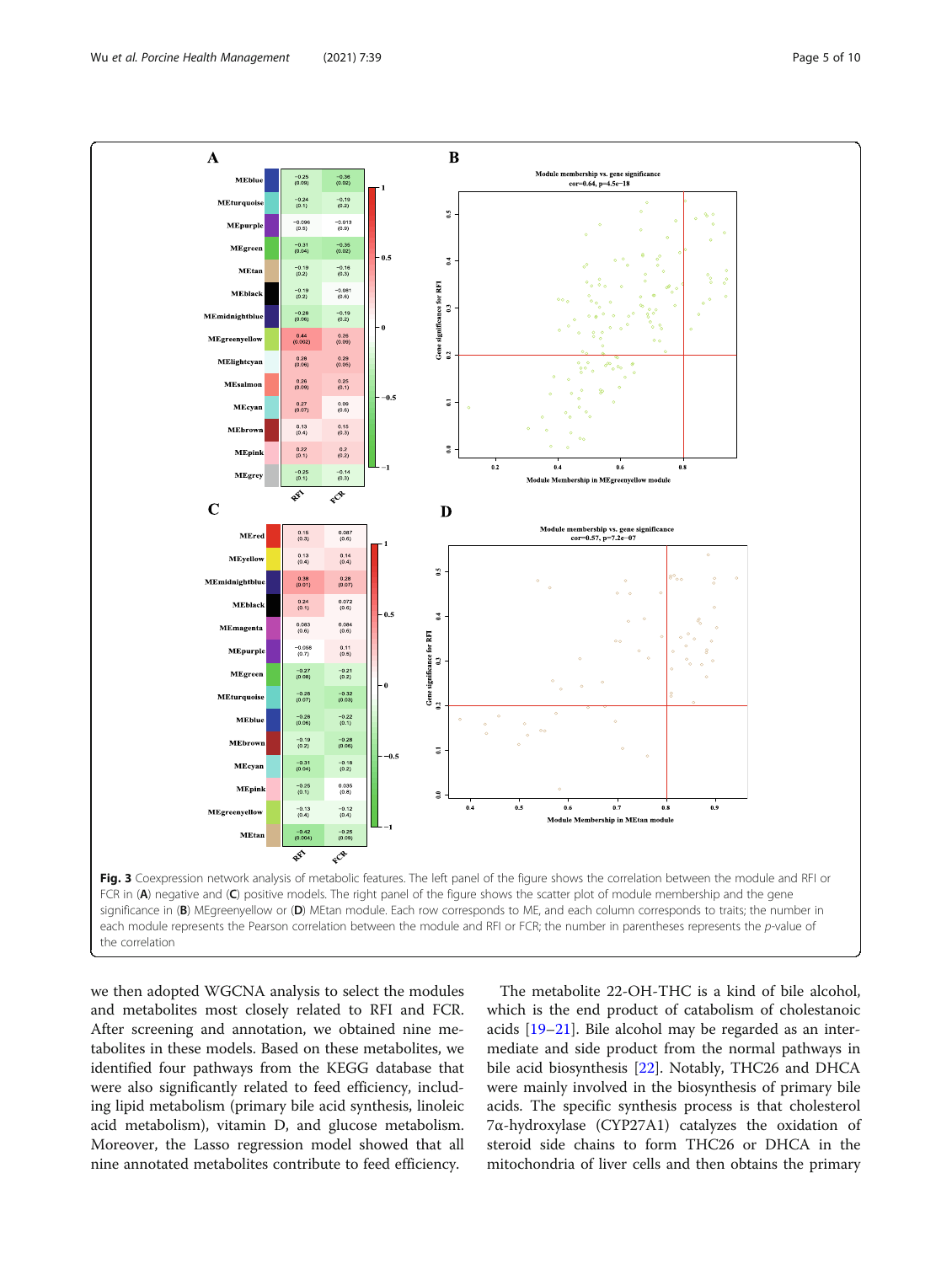**Fig. 3** Coexpression network analysis of metabolic features. The left panel of the figure shows the correlation between the module and RFI or FCR in (**A**) negative and (**C**) positive models. The right panel of the figure shows the scatter plot of module membership and the gene significance in (**B**) MEgreenyellow or (**D**) MEtan module. Each row corresponds to ME, and each column corresponds to traits; the number in each module represents the Pearson correlation between the module and RFI or FCR; the number in parentheses represents the *p*-value of the correlation

we then adopted WGCNA analysis to select the modules and metabolites most closely related to RFI and FCR. After screening and annotation, we obtained nine metabolites in these models. Based on these metabolites, we identified four pathways from the KEGG database that were also significantly related to feed efficiency, including lipid metabolism (primary bile acid synthesis, linoleic acid metabolism), vitamin D, and glucose metabolism. Moreover, the Lasso regression model showed that all nine annotated metabolites contribute to feed efficiency.

The metabolite 22-OH-THC is a kind of bile alcohol, which is the end product of catabolism of cholestanoic acids [19–21]. Bile alcohol may be regarded as an intermediate and side product from the normal pathways in bile acid biosynthesis [22]. Notably, THC26 and DHCA were mainly involved in the biosynthesis of primary bile acids. The specific synthesis process is that cholesterol 7α-hydroxylase (CYP27A1) catalyzes the oxidation of steroid side chains to form THC26 or DHCA in the mitochondria of liver cells and then obtains the primary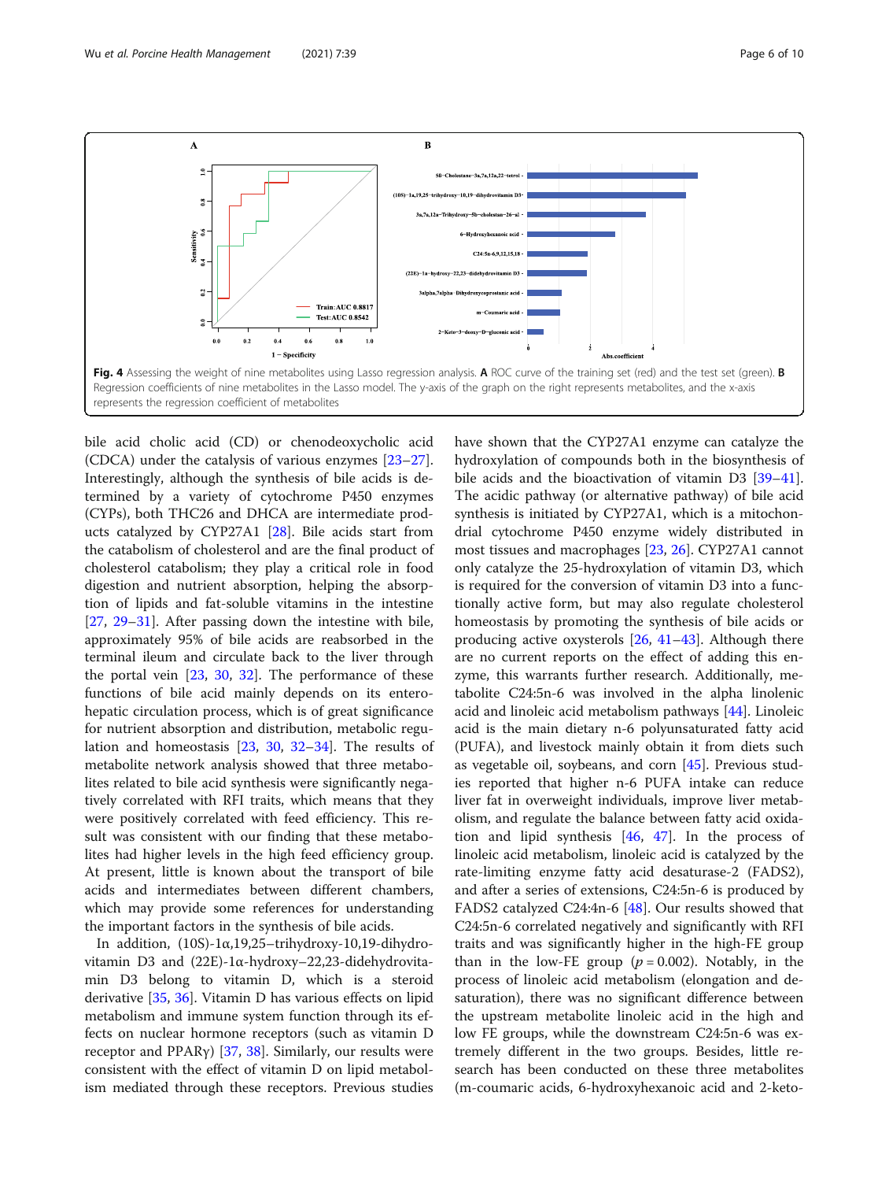Fig. 4 Assessing the weight of nine metabolites using Lasso regression analysis. **A** ROC curve of the training set (red) and the test set (green). **B** Regression coefficients of nine metabolites in the Lasso model. The y-axis of the graph on the right represents metabolites, and the x-axis represents the regression coefficient of metabolites

bile acid cholic acid (CD) or chenodeoxycholic acid (CDCA) under the catalysis of various enzymes [23–27]. Interestingly, although the synthesis of bile acids is determined by a variety of cytochrome P450 enzymes (CYPs), both THC26 and DHCA are intermediate products catalyzed by CYP27A1 [28]. Bile acids start from the catabolism of cholesterol and are the final product of cholesterol catabolism; they play a critical role in food digestion and nutrient absorption, helping the absorption of lipids and fat-soluble vitamins in the intestine [27, 29–31]. After passing down the intestine with bile, approximately 95% of bile acids are reabsorbed in the terminal ileum and circulate back to the liver through the portal vein [23, 30, 32]. The performance of these functions of bile acid mainly depends on its enterohepatic circulation process, which is of great significance for nutrient absorption and distribution, metabolic regulation and homeostasis [23, 30, 32–34]. The results of metabolite network analysis showed that three metabolites related to bile acid synthesis were significantly negatively correlated with RFI traits, which means that they were positively correlated with feed efficiency. This result was consistent with our finding that these metabolites had higher levels in the high feed efficiency group. At present, little is known about the transport of bile acids and intermediates between different chambers, which may provide some references for understanding the important factors in the synthesis of bile acids.

In addition, (10S)-1α,19,25–trihydroxy-10,19-dihydrovitamin D3 and (22E)-1α-hydroxy–22,23-didehydrovitamin D3 belong to vitamin D, which is a steroid derivative [35, 36]. Vitamin D has various effects on lipid metabolism and immune system function through its effects on nuclear hormone receptors (such as vitamin D receptor and PPARγ) [37, 38]. Similarly, our results were consistent with the effect of vitamin D on lipid metabolism mediated through these receptors. Previous studies have shown that the CYP27A1 enzyme can catalyze the hydroxylation of compounds both in the biosynthesis of bile acids and the bioactivation of vitamin D3 [39–41]. The acidic pathway (or alternative pathway) of bile acid synthesis is initiated by CYP27A1, which is a mitochondrial cytochrome P450 enzyme widely distributed in most tissues and macrophages [23, 26]. CYP27A1 cannot only catalyze the 25-hydroxylation of vitamin D3, which is required for the conversion of vitamin D3 into a functionally active form, but may also regulate cholesterol homeostasis by promoting the synthesis of bile acids or producing active oxysterols [26, 41–43]. Although there are no current reports on the effect of adding this enzyme, this warrants further research. Additionally, metabolite C24:5n-6 was involved in the alpha linolenic acid and linoleic acid metabolism pathways [44]. Linoleic acid is the main dietary n-6 polyunsaturated fatty acid (PUFA), and livestock mainly obtain it from diets such as vegetable oil, soybeans, and corn [45]. Previous studies reported that higher n-6 PUFA intake can reduce liver fat in overweight individuals, improve liver metabolism, and regulate the balance between fatty acid oxidation and lipid synthesis [46, 47]. In the process of linoleic acid metabolism, linoleic acid is catalyzed by the rate-limiting enzyme fatty acid desaturase-2 (FADS2), and after a series of extensions, C24:5n-6 is produced by FADS2 catalyzed C24:4n-6 [48]. Our results showed that C24:5n-6 correlated negatively and significantly with RFI traits and was significantly higher in the high-FE group than in the low-FE group ($p = 0.002$). Notably, in the process of linoleic acid metabolism (elongation and desaturation), there was no significant difference between the upstream metabolite linoleic acid in the high and low FE groups, while the downstream C24:5n-6 was extremely different in the two groups. Besides, little research has been conducted on these three metabolites (m-coumaric acids, 6-hydroxyhexanoic acid and 2-keto-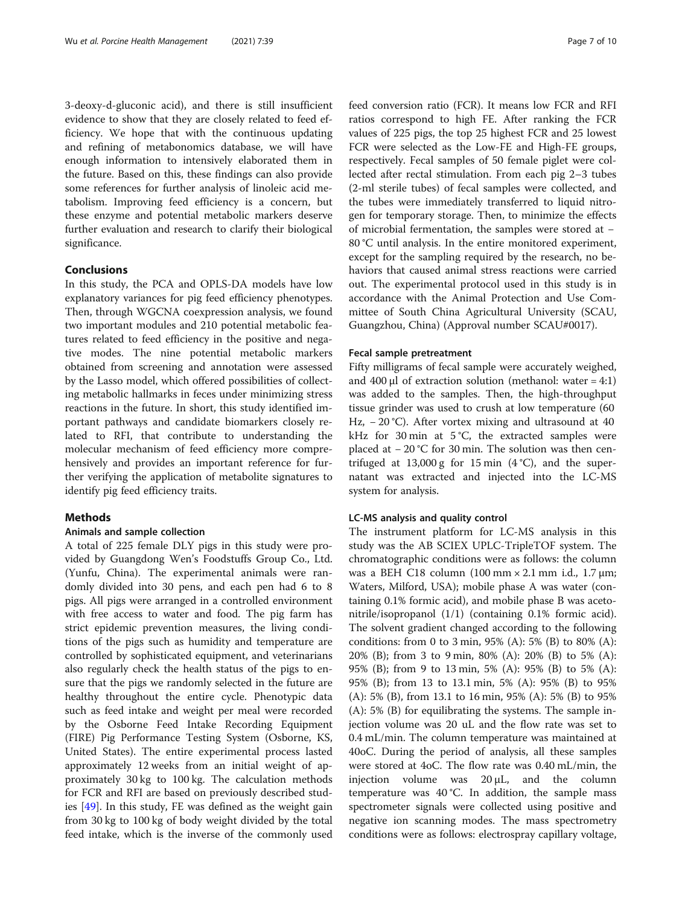3-deoxy-d-gluconic acid), and there is still insufficient evidence to show that they are closely related to feed efficiency. We hope that with the continuous updating and refining of metabonomics database, we will have enough information to intensively elaborated them in the future. Based on this, these findings can also provide some references for further analysis of linoleic acid metabolism. Improving feed efficiency is a concern, but these enzyme and potential metabolic markers deserve further evaluation and research to clarify their biological significance.

## Conclusions

In this study, the PCA and OPLS-DA models have low explanatory variances for pig feed efficiency phenotypes. Then, through WGCNA coexpression analysis, we found two important modules and 210 potential metabolic features related to feed efficiency in the positive and negative modes. The nine potential metabolic markers obtained from screening and annotation were assessed by the Lasso model, which offered possibilities of collecting metabolic hallmarks in feces under minimizing stress reactions in the future. In short, this study identified important pathways and candidate biomarkers closely related to RFI, that contribute to understanding the molecular mechanism of feed efficiency more comprehensively and provides an important reference for further verifying the application of metabolite signatures to identify pig feed efficiency traits.

## Methods

### Animals and sample collection

A total of 225 female DLY pigs in this study were provided by Guangdong Wen's Foodstuffs Group Co., Ltd. (Yunfu, China). The experimental animals were randomly divided into 30 pens, and each pen had 6 to 8 pigs. All pigs were arranged in a controlled environment with free access to water and food. The pig farm has strict epidemic prevention measures, the living conditions of the pigs such as humidity and temperature are controlled by sophisticated equipment, and veterinarians also regularly check the health status of the pigs to ensure that the pigs we randomly selected in the future are healthy throughout the entire cycle. Phenotypic data such as feed intake and weight per meal were recorded by the Osborne Feed Intake Recording Equipment (FIRE) Pig Performance Testing System (Osborne, KS, United States). The entire experimental process lasted approximately 12 weeks from an initial weight of approximately 30 kg to 100 kg. The calculation methods for FCR and RFI are based on previously described studies [49]. In this study, FE was defined as the weight gain from 30 kg to 100 kg of body weight divided by the total feed intake, which is the inverse of the commonly used feed conversion ratio (FCR). It means low FCR and RFI ratios correspond to high FE. After ranking the FCR values of 225 pigs, the top 25 highest FCR and 25 lowest FCR were selected as the Low-FE and High-FE groups, respectively. Fecal samples of 50 female piglet were collected after rectal stimulation. From each pig 2–3 tubes (2-ml sterile tubes) of fecal samples were collected, and the tubes were immediately transferred to liquid nitrogen for temporary storage. Then, to minimize the effects of microbial fermentation, the samples were stored at − 80 °C until analysis. In the entire monitored experiment, except for the sampling required by the research, no behaviors that caused animal stress reactions were carried out. The experimental protocol used in this study is in accordance with the Animal Protection and Use Committee of South China Agricultural University (SCAU, Guangzhou, China) (Approval number SCAU#0017).

### Fecal sample pretreatment

Fifty milligrams of fecal sample were accurately weighed, and 400 μl of extraction solution (methanol: water = 4:1) was added to the samples. Then, the high-throughput tissue grinder was used to crush at low temperature (60 Hz, − 20 °C). After vortex mixing and ultrasound at 40 kHz for 30 min at 5 °C, the extracted samples were placed at − 20 °C for 30 min. The solution was then centrifuged at 13,000 g for 15 min (4 °C), and the supernatant was extracted and injected into the LC-MS system for analysis.

### LC-MS analysis and quality control

The instrument platform for LC-MS analysis in this study was the AB SCIEX UPLC-TripleTOF system. The chromatographic conditions were as follows: the column was a BEH C18 column (100 mm × 2.1 mm i.d., 1.7 μm; Waters, Milford, USA); mobile phase A was water (containing 0.1% formic acid), and mobile phase B was acetonitrile/isopropanol (1/1) (containing 0.1% formic acid). The solvent gradient changed according to the following conditions: from 0 to 3 min, 95% (A): 5% (B) to 80% (A): 20% (B); from 3 to 9 min, 80% (A): 20% (B) to 5% (A): 95% (B); from 9 to 13 min, 5% (A): 95% (B) to 5% (A): 95% (B); from 13 to 13.1 min, 5% (A): 95% (B) to 95% (A): 5% (B), from 13.1 to 16 min, 95% (A): 5% (B) to 95% (A): 5% (B) for equilibrating the systems. The sample injection volume was 20 uL and the flow rate was set to 0.4 mL/min. The column temperature was maintained at 40oC. During the period of analysis, all these samples were stored at 4oC. The flow rate was 0.40 mL/min, the injection volume was 20 μL, and the column temperature was 40 °C. In addition, the sample mass spectrometer signals were collected using positive and negative ion scanning modes. The mass spectrometry conditions were as follows: electrospray capillary voltage,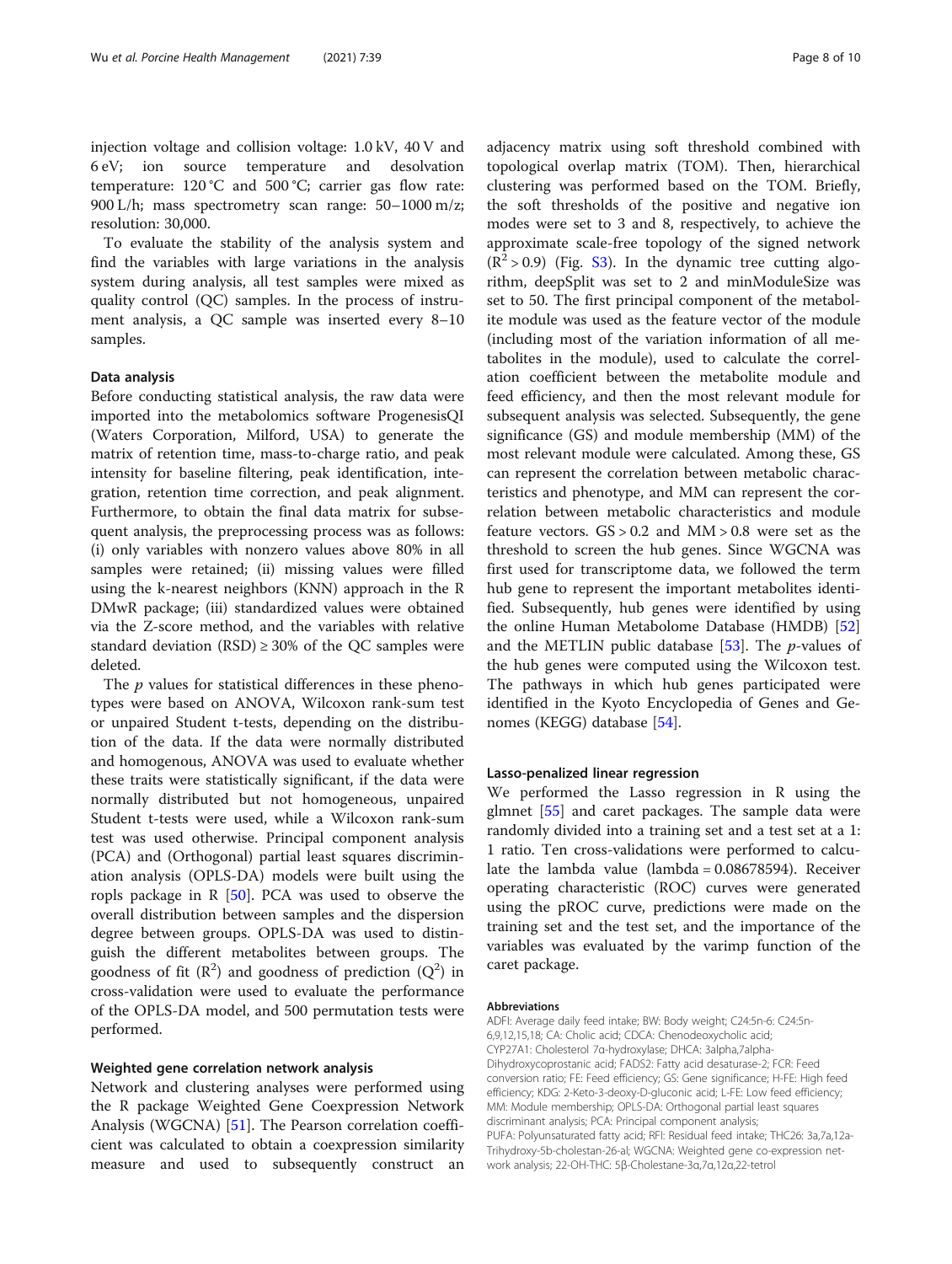injection voltage and collision voltage: 1.0 kV, 40 V and 6 eV; ion source temperature and desolvation temperature: 120 °C and 500 °C; carrier gas flow rate: 900 L/h; mass spectrometry scan range: 50–1000 m/z; resolution: 30,000.

To evaluate the stability of the analysis system and find the variables with large variations in the analysis system during analysis, all test samples were mixed as quality control (QC) samples. In the process of instrument analysis, a QC sample was inserted every 8–10 samples.

### Data analysis

Before conducting statistical analysis, the raw data were imported into the metabolomics software ProgenesisQI (Waters Corporation, Milford, USA) to generate the matrix of retention time, mass-to-charge ratio, and peak intensity for baseline filtering, peak identification, integration, retention time correction, and peak alignment. Furthermore, to obtain the final data matrix for subsequent analysis, the preprocessing process was as follows: (i) only variables with nonzero values above 80% in all samples were retained; (ii) missing values were filled using the k-nearest neighbors (KNN) approach in the R DMwR package; (iii) standardized values were obtained via the Z-score method, and the variables with relative standard deviation (RSD) ≥ 30% of the QC samples were deleted.

The *p* values for statistical differences in these phenotypes were based on ANOVA, Wilcoxon rank-sum test or unpaired Student t-tests, depending on the distribution of the data. If the data were normally distributed and homogenous, ANOVA was used to evaluate whether these traits were statistically significant, if the data were normally distributed but not homogeneous, unpaired Student t-tests were used, while a Wilcoxon rank-sum test was used otherwise. Principal component analysis (PCA) and (Orthogonal) partial least squares discrimination analysis (OPLS-DA) models were built using the ropls package in R [50]. PCA was used to observe the overall distribution between samples and the dispersion degree between groups. OPLS-DA was used to distinguish the different metabolites between groups. The goodness of fit ($R^2$) and goodness of prediction ($Q^2$) in cross-validation were used to evaluate the performance of the OPLS-DA model, and 500 permutation tests were performed.

### Weighted gene correlation network analysis

Network and clustering analyses were performed using the R package Weighted Gene Coexpression Network Analysis (WGCNA) [51]. The Pearson correlation coefficient was calculated to obtain a coexpression similarity measure and used to subsequently construct an adjacency matrix using soft threshold combined with topological overlap matrix (TOM). Then, hierarchical clustering was performed based on the TOM. Briefly, the soft thresholds of the positive and negative ion modes were set to 3 and 8, respectively, to achieve the approximate scale-free topology of the signed network ($R^2 > 0.9$) (Fig. S3). In the dynamic tree cutting algorithm, deepSplit was set to 2 and minModuleSize was set to 50. The first principal component of the metabolite module was used as the feature vector of the module (including most of the variation information of all metabolites in the module), used to calculate the correlation coefficient between the metabolite module and feed efficiency, and then the most relevant module for subsequent analysis was selected. Subsequently, the gene significance (GS) and module membership (MM) of the most relevant module were calculated. Among these, GS can represent the correlation between metabolic characteristics and phenotype, and MM can represent the correlation between metabolic characteristics and module feature vectors. GS > 0.2 and MM > 0.8 were set as the threshold to screen the hub genes. Since WGCNA was first used for transcriptome data, we followed the term hub gene to represent the important metabolites identified. Subsequently, hub genes were identified by using the online Human Metabolome Database (HMDB) [52] and the METLIN public database [53]. The *p*-values of the hub genes were computed using the Wilcoxon test. The pathways in which hub genes participated were identified in the Kyoto Encyclopedia of Genes and Genomes (KEGG) database [54].

### Lasso-penalized linear regression

We performed the Lasso regression in R using the glmnet [55] and caret packages. The sample data were randomly divided into a training set and a test set at a 1: 1 ratio. Ten cross-validations were performed to calculate the lambda value (lambda = 0.08678594). Receiver operating characteristic (ROC) curves were generated using the pROC curve, predictions were made on the training set and the test set, and the importance of the variables was evaluated by the varimp function of the caret package.

#### Abbreviations

ADFI: Average daily feed intake; BW: Body weight; C24:5n-6: C24:5n-6,9,12,15,18; CA: Cholic acid; CDCA: Chenodeoxycholic acid; CYP27A1: Cholesterol 7α-hydroxylase; DHCA: 3alpha,7alpha-Dihydroxycoprostanic acid; FADS2: Fatty acid desaturase-2; FCR: Feed conversion ratio; FE: Feed efficiency; GS: Gene significance; H-FE: High feed efficiency; KDG: 2-Keto-3-deoxy-D-gluconic acid; L-FE: Low feed efficiency; MM: Module membership; OPLS-DA: Orthogonal partial least squares discriminant analysis; PCA: Principal component analysis; PUFA: Polyunsaturated fatty acid; RFI: Residual feed intake; THC26: 3a,7a,12a-Trihydroxy-5b-cholestan-26-al; WGCNA: Weighted gene co-expression network analysis; 22-OH-THC: 5β-Cholestane-3α,7α,12α,22-tetrol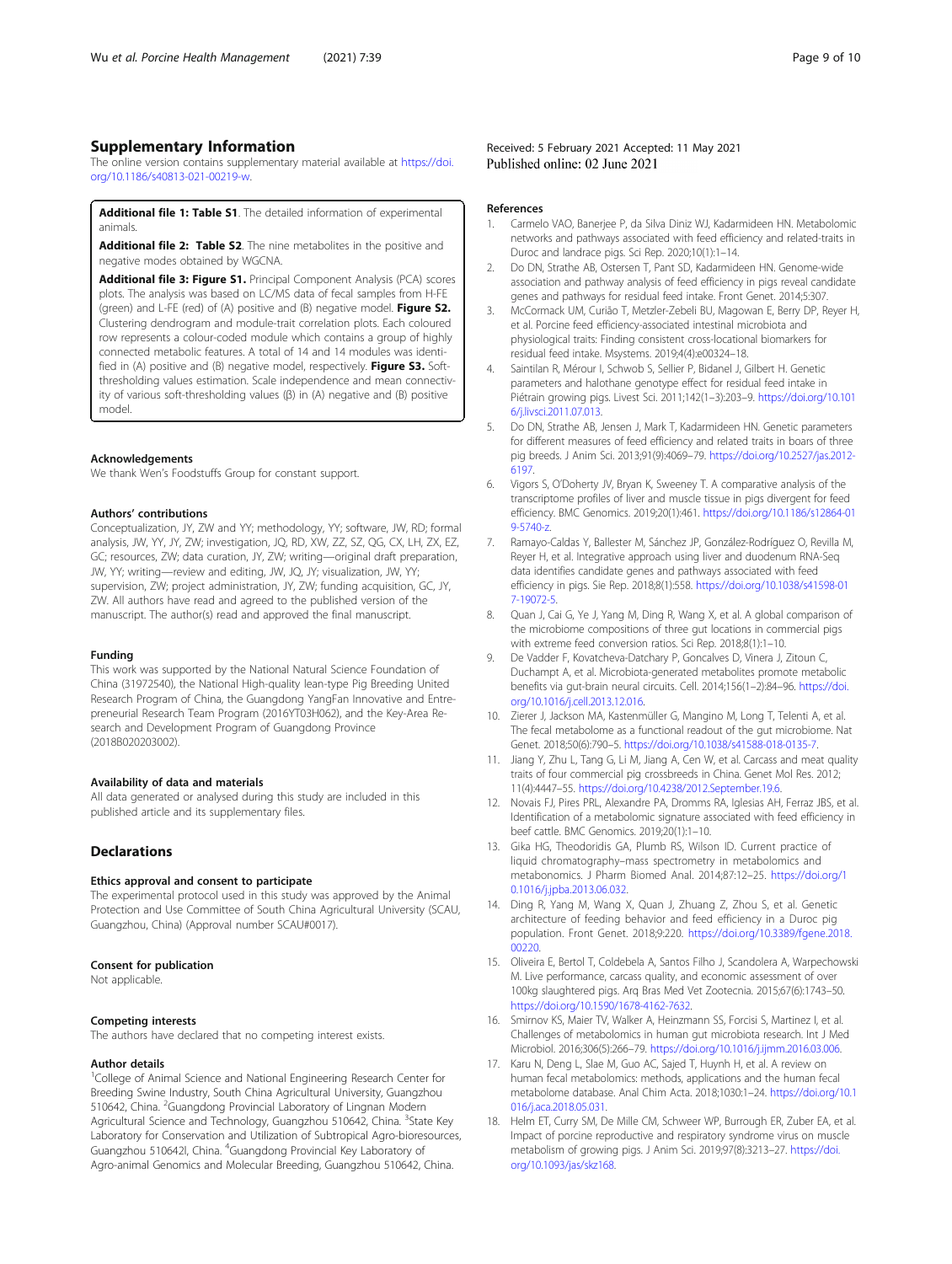## Supplementary Information

The online version contains supplementary material available at https://doi.org/10.1186/s40813-021-00219-w.

**Additional file 1: Table S1**. The detailed information of experimental animals.

**Additional file 2: Table S2**. The nine metabolites in the positive and negative modes obtained by WGCNA.

**Additional file 3: Figure S1.** Principal Component Analysis (PCA) scores plots. The analysis was based on LC/MS data of fecal samples from H-FE (green) and L-FE (red) of (A) positive and (B) negative model. **Figure S2.** Clustering dendrogram and module-trait correlation plots. Each coloured row represents a colour-coded module which contains a group of highly connected metabolic features. A total of 14 and 14 modules was identified in (A) positive and (B) negative model, respectively. **Figure S3.** Soft-thresholding values estimation. Scale independence and mean connectivity of various soft-thresholding values (β) in (A) negative and (B) positive model.

### Acknowledgements

We thank Wen's Foodstuffs Group for constant support.

### Authors' contributions

Conceptualization, JY, ZW and YY; methodology, YY; software, JW, RD; formal analysis, JW, YY, JY, ZW; investigation, JQ, RD, XW, ZZ, SZ, QG, CX, LH, ZX, EZ, GC; resources, ZW; data curation, JY, ZW; writing—original draft preparation, JW, YY; writing—review and editing, JW, JQ, JY; visualization, JW, YY; supervision, ZW; project administration, JY, ZW; funding acquisition, GC, JY, ZW. All authors have read and agreed to the published version of the manuscript. The author(s) read and approved the final manuscript.

### Funding

This work was supported by the National Natural Science Foundation of China (31972540), the National High-quality lean-type Pig Breeding United Research Program of China, the Guangdong YangFan Innovative and Entrepreneurial Research Team Program (2016YT03H062), and the Key-Area Research and Development Program of Guangdong Province (2018B020203002).

### Availability of data and materials

All data generated or analysed during this study are included in this published article and its supplementary files.

## Declarations

### Ethics approval and consent to participate

The experimental protocol used in this study was approved by the Animal Protection and Use Committee of South China Agricultural University (SCAU, Guangzhou, China) (Approval number SCAU#0017).

### Consent for publication

Not applicable.

### Competing interests

The authors have declared that no competing interest exists.

### Author details

[1]College of Animal Science and National Engineering Research Center for Breeding Swine Industry, South China Agricultural University, Guangzhou 510642, China. [2]Guangdong Provincial Laboratory of Lingnan Modern Agricultural Science and Technology, Guangzhou 510642, China. [3]State Key Laboratory for Conservation and Utilization of Subtropical Agro-bioresources, Guangzhou 510642l, China. [4]Guangdong Provincial Key Laboratory of Agro-animal Genomics and Molecular Breeding, Guangzhou 510642, China.

Received: 5 February 2021 Accepted: 11 May 2021
Published online: 02 June 2021

### References

1. Carmelo VAO, Banerjee P, da Silva Diniz WJ, Kadarmideen HN. Metabolomic networks and pathways associated with feed efficiency and related-traits in Duroc and landrace pigs. Sci Rep. 2020;10(1):1–14.
2. Do DN, Strathe AB, Ostersen T, Pant SD, Kadarmideen HN. Genome-wide association and pathway analysis of feed efficiency in pigs reveal candidate genes and pathways for residual feed intake. Front Genet. 2014;5:307.
3. McCormack UM, Curião T, Metzler-Zebeli BU, Magowan E, Berry DP, Reyer H, et al. Porcine feed efficiency-associated intestinal microbiota and physiological traits: Finding consistent cross-locational biomarkers for residual feed intake. Msystems. 2019;4(4):e00324–18.
4. Saintilan R, Mérour I, Schwob S, Sellier P, Bidanel J, Gilbert H. Genetic parameters and halothane genotype effect for residual feed intake in Piétrain growing pigs. Livest Sci. 2011;142(1–3):203–9. https://doi.org/10.1016/j.livsci.2011.07.013.
5. Do DN, Strathe AB, Jensen J, Mark T, Kadarmideen HN. Genetic parameters for different measures of feed efficiency and related traits in boars of three pig breeds. J Anim Sci. 2013;91(9):4069–79. https://doi.org/10.2527/jas.2012-6197.
6. Vigors S, O'Doherty JV, Bryan K, Sweeney T. A comparative analysis of the transcriptome profiles of liver and muscle tissue in pigs divergent for feed efficiency. BMC Genomics. 2019;20(1):461. https://doi.org/10.1186/s12864-019-5740-z.
7. Ramayo-Caldas Y, Ballester M, Sánchez JP, González-Rodríguez O, Revilla M, Reyer H, et al. Integrative approach using liver and duodenum RNA-Seq data identifies candidate genes and pathways associated with feed efficiency in pigs. Sie Rep. 2018;8(1):558. https://doi.org/10.1038/s41598-017-19072-5.
8. Quan J, Cai G, Ye J, Yang M, Ding R, Wang X, et al. A global comparison of the microbiome compositions of three gut locations in commercial pigs with extreme feed conversion ratios. Sci Rep. 2018;8(1):1–10.
9. De Vadder F, Kovatcheva-Datchary P, Goncalves D, Vinera J, Zitoun C, Duchampt A, et al. Microbiota-generated metabolites promote metabolic benefits via gut-brain neural circuits. Cell. 2014;156(1–2):84–96. https://doi.org/10.1016/j.cell.2013.12.016.
10. Zierer J, Jackson MA, Kastenmüller G, Mangino M, Long T, Telenti A, et al. The fecal metabolome as a functional readout of the gut microbiome. Nat Genet. 2018;50(6):790–5. https://doi.org/10.1038/s41588-018-0135-7.
11. Jiang Y, Zhu L, Tang G, Li M, Jiang A, Cen W, et al. Carcass and meat quality traits of four commercial pig crossbreeds in China. Genet Mol Res. 2012;11(4):4447–55. https://doi.org/10.4238/2012.September.19.6.
12. Novais FJ, Pires PRL, Alexandre PA, Dromms RA, Iglesias AH, Ferraz JBS, et al. Identification of a metabolomic signature associated with feed efficiency in beef cattle. BMC Genomics. 2019;20(1):1–10.
13. Gika HG, Theodoridis GA, Plumb RS, Wilson ID. Current practice of liquid chromatography–mass spectrometry in metabolomics and metabonomics. J Pharm Biomed Anal. 2014;87:12–25. https://doi.org/10.1016/j.jpba.2013.06.032.
14. Ding R, Yang M, Wang X, Quan J, Zhuang Z, Zhou S, et al. Genetic architecture of feeding behavior and feed efficiency in a Duroc pig population. Front Genet. 2018;9:220. https://doi.org/10.3389/fgene.2018.00220.
15. Oliveira E, Bertol T, Coldebela A, Santos Filho J, Scandolera A, Warpechowski M. Live performance, carcass quality, and economic assessment of over 100kg slaughtered pigs. Arq Bras Med Vet Zootecnia. 2015;67(6):1743–50. https://doi.org/10.1590/1678-4162-7632.
16. Smirnov KS, Maier TV, Walker A, Heinzmann SS, Forcisi S, Martinez I, et al. Challenges of metabolomics in human gut microbiota research. Int J Med Microbiol. 2016;306(5):266–79. https://doi.org/10.1016/j.ijmm.2016.03.006.
17. Karu N, Deng L, Slae M, Guo AC, Sajed T, Huynh H, et al. A review on human fecal metabolomics: methods, applications and the human fecal metabolome database. Anal Chim Acta. 2018;1030:1–24. https://doi.org/10.1016/j.aca.2018.05.031.
18. Helm ET, Curry SM, De Mille CM, Schweer WP, Burrough ER, Zuber EA, et al. Impact of porcine reproductive and respiratory syndrome virus on muscle metabolism of growing pigs. J Anim Sci. 2019;97(8):3213–27. https://doi.org/10.1093/jas/skz168.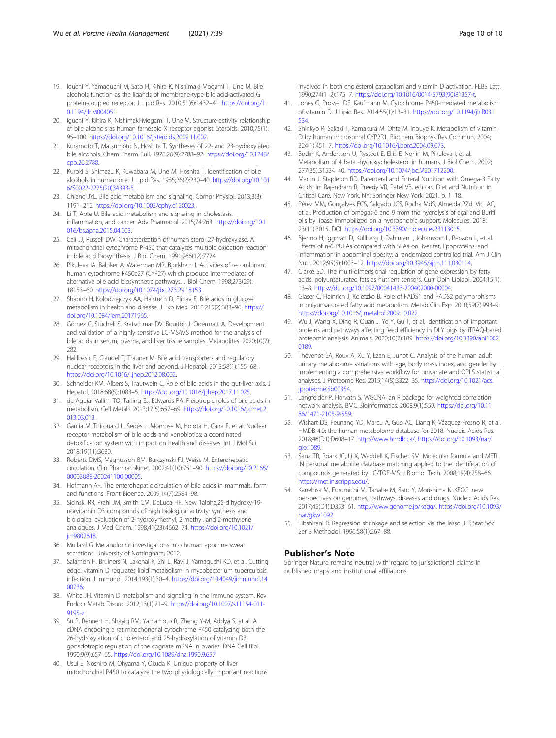19. Iguchi Y, Yamaguchi M, Sato H, Kihira K, Nishimaki-Mogami T, Une M. Bile alcohols function as the ligands of membrane-type bile acid-activated G protein-coupled receptor. J Lipid Res. 2010;51(6):1432–41. https://doi.org/10.1194/jlr.M004051.
20. Iguchi Y, Kihira K, Nishimaki-Mogami T, Une M. Structure-activity relationship of bile alcohols as human farnesoid X receptor agonist. Steroids. 2010;75(1):95–100. https://doi.org/10.1016/j.steroids.2009.11.002.
21. Kuramoto T, Matsumoto N, Hoshita T. Syntheses of 22- and 23-hydroxylated bile alcohols. Chem Pharm Bull. 1978;26(9):2788–92. https://doi.org/10.1248/cpb.26.2788.
22. Kuroki S, Shimazu K, Kuwabara M, Une M, Hoshita T. Identification of bile alcohols in human bile. J Lipid Res. 1985;26(2):230–40. https://doi.org/10.1016/S0022-2275(20)34393-5.
23. Chiang JYL. Bile acid metabolism and signaling. Compr Physiol. 2013;3(3):1191–212. https://doi.org/10.1002/cphy.c120023.
24. Li T, Apte U. Bile acid metabolism and signaling in cholestasis, inflammation, and cancer. Adv Pharmacol. 2015;74:263. https://doi.org/10.1016/bs.apha.2015.04.003.
25. Cali JJ, Russell DW. Characterization of human sterol 27-hydroxylase. A mitochondrial cytochrome P-450 that catalyzes multiple oxidation reaction in bile acid biosynthesis. J Biol Chem. 1991;266(12):7774.
26. Pikuleva IA, Babiker A, Waterman MR, Bjorkhem I. Activities of recombinant human cytochrome P450c27 (CYP27) which produce intermediates of alternative bile acid biosynthetic pathways. J Biol Chem. 1998;273(29):18153–60. https://doi.org/10.1074/jbc.273.29.18153.
27. Shapiro H, Kolodziejczyk AA, Halstuch D, Elinav E. Bile acids in glucose metabolism in health and disease. J Exp Med. 2018;215(2):383–96. https://doi.org/10.1084/jem.20171965.
28. Gómez C, Stücheli S, Kratschmar DV, Bouitbir J, Odermatt A. Development and validation of a highly sensitive LC-MS/MS method for the analysis of bile acids in serum, plasma, and liver tissue samples. Metabolites. 2020;10(7):282.
29. Halilbasic E, Claudel T, Trauner M. Bile acid transporters and regulatory nuclear receptors in the liver and beyond. J Hepatol. 2013;58(1):155–68. https://doi.org/10.1016/j.jhep.2012.08.002.
30. Schneider KM, Albers S, Trautwein C. Role of bile acids in the gut-liver axis. J Hepatol. 2018;68(5):1083–5. https://doi.org/10.1016/j.jhep.2017.11.025.
31. de Aguiar Vallim TQ, Tarling EJ, Edwards PA. Pleiotropic roles of bile acids in metabolism. Cell Metab. 2013;17(5):657–69. https://doi.org/10.1016/j.cmet.2013.03.013.
32. Garcia M, Thirouard L, Sedès L, Monrose M, Holota H, Caira F, et al. Nuclear receptor metabolism of bile acids and xenobiotics: a coordinated detoxification system with impact on health and diseases. Int J Mol Sci. 2018;19(11):3630.
33. Roberts DMS, Magnusson BM, Burczynski FJ, Weiss M. Enterohepatic circulation. Clin Pharmacokinet. 2002;41(10):751–90. https://doi.org/10.2165/00003088-200241100-00005.
34. Hofmann AF. The enterohepatic circulation of bile acids in mammals: form and functions. Front Bioence. 2009;14(7):2584–98.
35. Sicinski RR, Prahl JM, Smith CM, DeLuca HF. New 1alpha,25-dihydroxy-19-norvitamin D3 compounds of high biological activity: synthesis and biological evaluation of 2-hydroxymethyl, 2-methyl, and 2-methylene analogues. J Med Chem. 1998;41(23):4662–74. https://doi.org/10.1021/jm9802618.
36. Mullard G. Metabolomic investigations into human apocrine sweat secretions. University of Nottingham; 2012.
37. Salamon H, Bruiners N, Lakehal K, Shi L, Ravi J, Yamaguchi KD, et al. Cutting edge: vitamin D regulates lipid metabolism in mycobacterium tuberculosis infection. J Immunol. 2014;193(1):30–4. https://doi.org/10.4049/jimmunol.1400736.
38. White JH. Vitamin D metabolism and signaling in the immune system. Rev Endocr Metab Disord. 2012;13(1):21–9. https://doi.org/10.1007/s11154-011-9195-z.
39. Su P, Rennert H, Shayiq RM, Yamamoto R, Zheng Y-M, Addya S, et al. A cDNA encoding a rat mitochondrial cytochrome P450 catalyzing both the 26-hydroxylation of cholesterol and 25-hydroxylation of vitamin D3: gonadotropic regulation of the cognate mRNA in ovaries. DNA Cell Biol. 1990;9(9):657–65. https://doi.org/10.1089/dna.1990.9.657.
40. Usui E, Noshiro M, Ohyama Y, Okuda K. Unique property of liver mitochondrial P450 to catalyze the two physiologically important reactions involved in both cholesterol catabolism and vitamin D activation. FEBS Lett. 1990;274(1–2):175–7. https://doi.org/10.1016/0014-5793(90)81357-t.
41. Jones G, Prosser DE, Kaufmann M. Cytochrome P450-mediated metabolism of vitamin D. J Lipid Res. 2014;55(1):13–31. https://doi.org/10.1194/jlr.R031534.
42. Shinkyo R, Sakaki T, Kamakura M, Ohta M, Inouye K. Metabolism of vitamin D by human microsomal CYP2R1. Biochem Biophys Res Commun. 2004;324(1):451–7. https://doi.org/10.1016/j.bbrc.2004.09.073.
43. Bodin K, Andersson U, Rystedt E, Ellis E, Norlin M, Pikuleva I, et al. Metabolism of 4 beta -hydroxycholesterol in humans. J Biol Chem. 2002;277(35):31534–40. https://doi.org/10.1074/jbc.M201712200.
44. Martin J, Stapleton RD. Parenteral and Enteral Nutrition with Omega-3 Fatty Acids. In: Rajendram R, Preedy VR, Patel VB, editors. Diet and Nutrition in Critical Care. New York, NY: Springer New York; 2021. p. 1–18.
45. Pérez MM, Gonçalves ECS, Salgado JCS, Rocha MdS, Almeida PZd, Vici AC, et al. Production of omegas-6 and 9 from the hydrolysis of açaí and Buriti oils by lipase immobilized on a hydrophobic support. Molecules. 2018;23(11):3015, DOI: https://doi.org/10.3390/molecules23113015.
46. Bjermo H, Iggman D, Kullberg J, Dahlman I, Johansson L, Persson L, et al. Effects of n-6 PUFAs compared with SFAs on liver fat, lipoproteins, and inflammation in abdominal obesity: a randomized controlled trial. Am J Clin Nutr. 2012;95(5):1003–12. https://doi.org/10.3945/ajcn.111.030114.
47. Clarke SD. The multi-dimensional regulation of gene expression by fatty acids: polyunsaturated fats as nutrient sensors. Curr Opin Lipidol. 2004;15(1):13–8. https://doi.org/10.1097/00041433-200402000-00004.
48. Glaser C, Heinrich J, Koletzko B. Role of FADS1 and FADS2 polymorphisms in polyunsaturated fatty acid metabolism. Metab Clin Exp. 2010;59(7):993–9. https://doi.org/10.1016/j.metabol.2009.10.022.
49. Wu J, Wang X, Ding R, Quan J, Ye Y, Gu T, et al. Identification of important proteins and pathways affecting feed efficiency in DLY pigs by iTRAQ-based proteomic analysis. Animals. 2020;10(2):189. https://doi.org/10.3390/ani10020189.
50. Thévenot EA, Roux A, Xu Y, Ezan E, Junot C. Analysis of the human adult urinary metabolome variations with age, body mass index, and gender by implementing a comprehensive workflow for univariate and OPLS statistical analyses. J Proteome Res. 2015;14(8):3322–35. https://doi.org/10.1021/acs.jproteome.5b00354.
51. Langfelder P, Horvath S. WGCNA: an R package for weighted correlation network analysis. BMC Bioinformatics. 2008;9(1):559. https://doi.org/10.1186/1471-2105-9-559.
52. Wishart DS, Feunang YD, Marcu A, Guo AC, Liang K, Vázquez-Fresno R, et al. HMDB 4.0: the human metabolome database for 2018. Nucleic Acids Res. 2018;46(D1):D608–17. http://www.hmdb.ca/. https://doi.org/10.1093/nar/gkx1089.
53. Sana TR, Roark JC, Li X, Waddell K, Fischer SM. Molecular formula and METLIN personal metabolite database matching applied to the identification of compounds generated by LC/TOF-MS. J Biomol Tech. 2008;19(4):258–66. https://metlin.scripps.edu/.
54. Kanehisa M, Furumichi M, Tanabe M, Sato Y, Morishima K. KEGG: new perspectives on genomes, pathways, diseases and drugs. Nucleic Acids Res. 2017;45(D1):D353–61. http://www.genome.jp/kegg/. https://doi.org/10.1093/nar/gkw1092.
55. Tibshirani R. Regression shrinkage and selection via the lasso. J R Stat Soc Ser B Methodol. 1996;58(1):267–88.

## Publisher's Note

Springer Nature remains neutral with regard to jurisdictional claims in published maps and institutional affiliations.